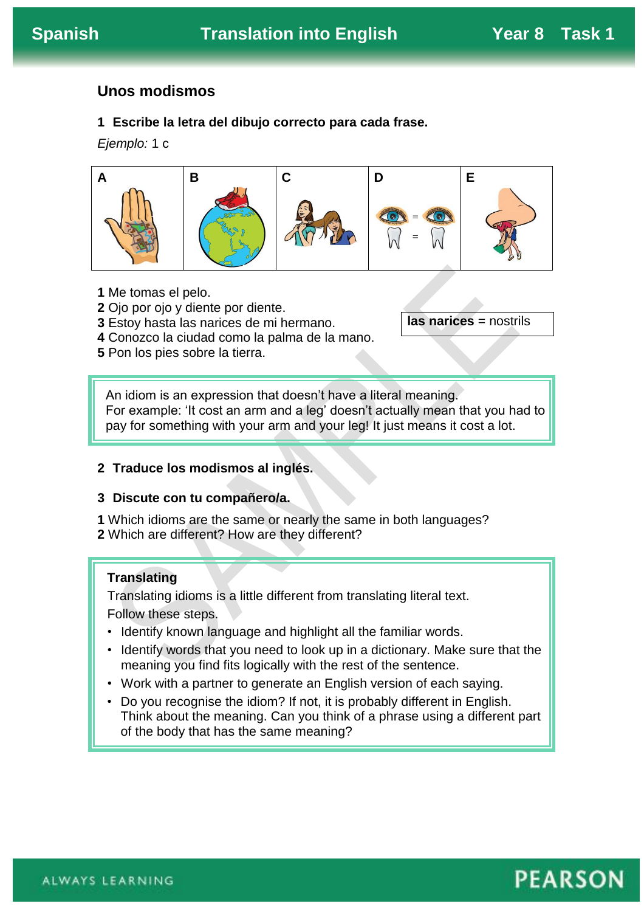## Unos modismos

**1 Escribe la letra del dibujo correcto para cada frase.**

*Ejemplo:* 1 c

| A | B | C | D | E |
|---|---|---|---|---|

**1** Me tomas el pelo.
**2** Ojo por ojo y diente por diente.
**3** Estoy hasta las narices de mi hermano.
**4** Conozco la ciudad como la palma de la mano.
**5** Pon los pies sobre la tierra.

**las narices** = nostrils

An idiom is an expression that doesn't have a literal meaning.
For example: 'It cost an arm and a leg' doesn't actually mean that you had to pay for something with your arm and your leg! It just means it cost a lot.

**2 Traduce los modismos al inglés.**

**3 Discute con tu compañero/a.**

**1** Which idioms are the same or nearly the same in both languages?
**2** Which are different? How are they different?

**Translating**

Translating idioms is a little different from translating literal text.
Follow these steps.

- Identify known language and highlight all the familiar words.
- Identify words that you need to look up in a dictionary. Make sure that the meaning you find fits logically with the rest of the sentence.
- Work with a partner to generate an English version of each saying.
- Do you recognise the idiom? If not, it is probably different in English. Think about the meaning. Can you think of a phrase using a different part of the body that has the same meaning?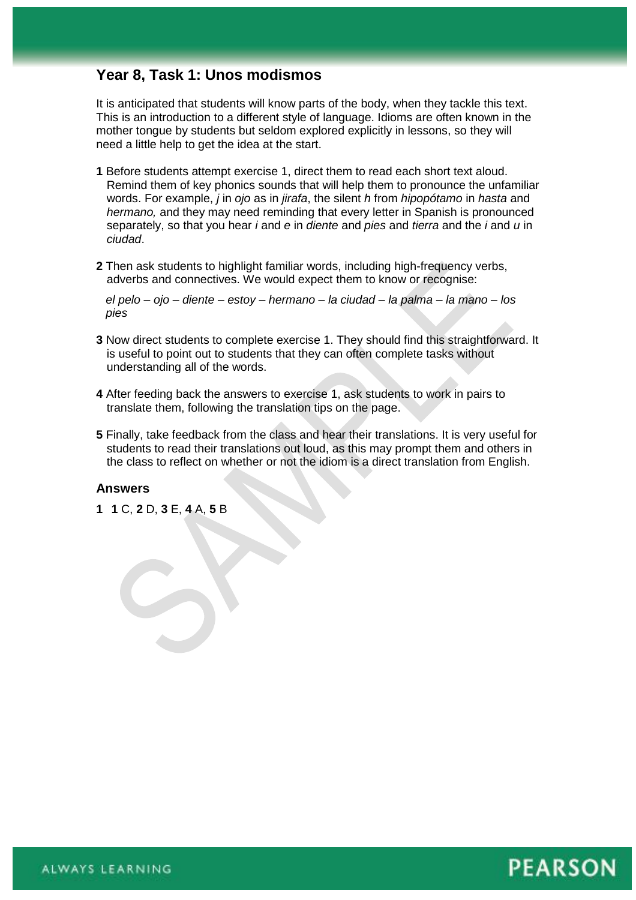## Year 8, Task 1: Unos modismos

It is anticipated that students will know parts of the body, when they tackle this text. This is an introduction to a different style of language. Idioms are often known in the mother tongue by students but seldom explored explicitly in lessons, so they will need a little help to get the idea at the start.

**1** Before students attempt exercise 1, direct them to read each short text aloud. Remind them of key phonics sounds that will help them to pronounce the unfamiliar words. For example, *j* in *ojo* as in *jirafa*, the silent *h* from *hipopótamo* in *hasta* and *hermano,* and they may need reminding that every letter in Spanish is pronounced separately, so that you hear *i* and *e* in *diente* and *pies* and *tierra* and the *i* and *u* in *ciudad*.

**2** Then ask students to highlight familiar words, including high-frequency verbs, adverbs and connectives. We would expect them to know or recognise:

*el pelo – ojo – diente – estoy – hermano – la ciudad – la palma – la mano – los pies*

**3** Now direct students to complete exercise 1. They should find this straightforward. It is useful to point out to students that they can often complete tasks without understanding all of the words.

**4** After feeding back the answers to exercise 1, ask students to work in pairs to translate them, following the translation tips on the page.

**5** Finally, take feedback from the class and hear their translations. It is very useful for students to read their translations out loud, as this may prompt them and others in the class to reflect on whether or not the idiom is a direct translation from English.

### Answers

**1** **1** C, **2** D, **3** E, **4** A, **5** B